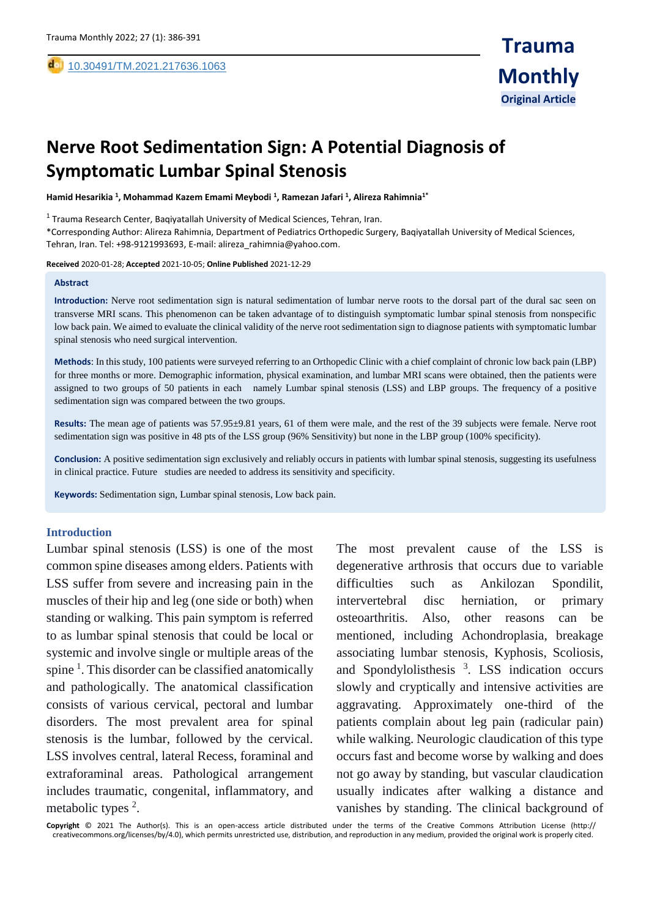Trauma Monthly

Original Article

# Nerve Root Sedimentation Sign: A Potential Diagnosis of Symptomatic Lumbar Spinal Stenosis

**Hamid Hesarikia [1], Mohammad Kazem Emami Meybodi [1], Ramezan Jafari [1], Alireza Rahimnia[1*]**

[1] Trauma Research Center, Baqiyatallah University of Medical Sciences, Tehran, Iran.
*Corresponding Author: Alireza Rahimnia, Department of Pediatrics Orthopedic Surgery, Baqiyatallah University of Medical Sciences, Tehran, Iran. Tel: +98-9121993693, E-mail: alireza_rahimnia@yahoo.com.

**Received** 2020-01-28; **Accepted** 2021-10-05; **Online Published** 2021-12-29

## Abstract

**Introduction:** Nerve root sedimentation sign is natural sedimentation of lumbar nerve roots to the dorsal part of the dural sac seen on transverse MRI scans. This phenomenon can be taken advantage of to distinguish symptomatic lumbar spinal stenosis from nonspecific low back pain. We aimed to evaluate the clinical validity of the nerve root sedimentation sign to diagnose patients with symptomatic lumbar spinal stenosis who need surgical intervention.

**Methods**: In this study, 100 patients were surveyed referring to an Orthopedic Clinic with a chief complaint of chronic low back pain (LBP) for three months or more. Demographic information, physical examination, and lumbar MRI scans were obtained, then the patients were assigned to two groups of 50 patients in each namely Lumbar spinal stenosis (LSS) and LBP groups. The frequency of a positive sedimentation sign was compared between the two groups.

**Results:** The mean age of patients was 57.95±9.81 years, 61 of them were male, and the rest of the 39 subjects were female. Nerve root sedimentation sign was positive in 48 pts of the LSS group (96% Sensitivity) but none in the LBP group (100% specificity).

**Conclusion:** A positive sedimentation sign exclusively and reliably occurs in patients with lumbar spinal stenosis, suggesting its usefulness in clinical practice. Future studies are needed to address its sensitivity and specificity.

**Keywords:** Sedimentation sign, Lumbar spinal stenosis, Low back pain.

## Introduction

Lumbar spinal stenosis (LSS) is one of the most common spine diseases among elders. Patients with LSS suffer from severe and increasing pain in the muscles of their hip and leg (one side or both) when standing or walking. This pain symptom is referred to as lumbar spinal stenosis that could be local or systemic and involve single or multiple areas of the spine [1]. This disorder can be classified anatomically and pathologically. The anatomical classification consists of various cervical, pectoral and lumbar disorders. The most prevalent area for spinal stenosis is the lumbar, followed by the cervical. LSS involves central, lateral Recess, foraminal and extraforaminal areas. Pathological arrangement includes traumatic, congenital, inflammatory, and metabolic types [2].

The most prevalent cause of the LSS is degenerative arthrosis that occurs due to variable difficulties such as Ankilozan Spondilit, intervertebral disc herniation, or primary osteoarthritis. Also, other reasons can be mentioned, including Achondroplasia, breakage associating lumbar stenosis, Kyphosis, Scoliosis, and Spondylolisthesis [3]. LSS indication occurs slowly and cryptically and intensive activities are aggravating. Approximately one-third of the patients complain about leg pain (radicular pain) while walking. Neurologic claudication of this type occurs fast and become worse by walking and does not go away by standing, but vascular claudication usually indicates after walking a distance and vanishes by standing. The clinical background of

**Copyright** © 2021 The Author(s). This is an open-access article distributed under the terms of the Creative Commons Attribution License (http:// creativecommons.org/licenses/by/4.0), which permits unrestricted use, distribution, and reproduction in any medium, provided the original work is properly cited.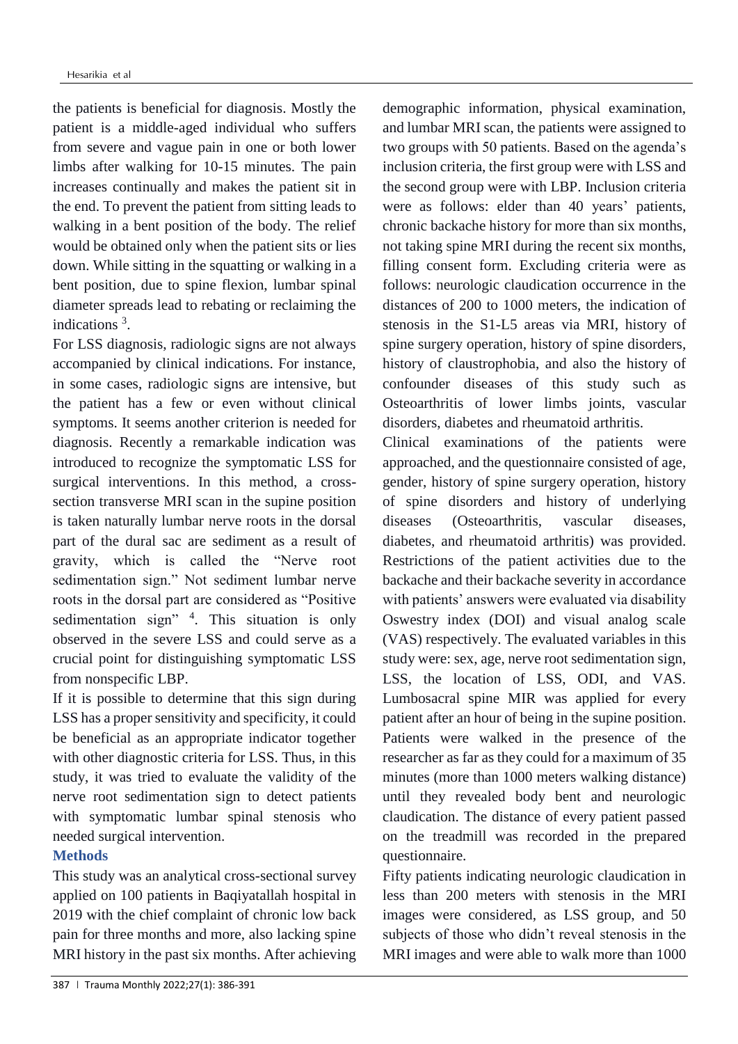the patients is beneficial for diagnosis. Mostly the patient is a middle-aged individual who suffers from severe and vague pain in one or both lower limbs after walking for 10-15 minutes. The pain increases continually and makes the patient sit in the end. To prevent the patient from sitting leads to walking in a bent position of the body. The relief would be obtained only when the patient sits or lies down. While sitting in the squatting or walking in a bent position, due to spine flexion, lumbar spinal diameter spreads lead to rebating or reclaiming the indications [3].

For LSS diagnosis, radiologic signs are not always accompanied by clinical indications. For instance, in some cases, radiologic signs are intensive, but the patient has a few or even without clinical symptoms. It seems another criterion is needed for diagnosis. Recently a remarkable indication was introduced to recognize the symptomatic LSS for surgical interventions. In this method, a cross-section transverse MRI scan in the supine position is taken naturally lumbar nerve roots in the dorsal part of the dural sac are sediment as a result of gravity, which is called the "Nerve root sedimentation sign." Not sediment lumbar nerve roots in the dorsal part are considered as "Positive sedimentation sign" [4]. This situation is only observed in the severe LSS and could serve as a crucial point for distinguishing symptomatic LSS from nonspecific LBP.

If it is possible to determine that this sign during LSS has a proper sensitivity and specificity, it could be beneficial as an appropriate indicator together with other diagnostic criteria for LSS. Thus, in this study, it was tried to evaluate the validity of the nerve root sedimentation sign to detect patients with symptomatic lumbar spinal stenosis who needed surgical intervention.

## Methods

This study was an analytical cross-sectional survey applied on 100 patients in Baqiyatallah hospital in 2019 with the chief complaint of chronic low back pain for three months and more, also lacking spine MRI history in the past six months. After achieving demographic information, physical examination, and lumbar MRI scan, the patients were assigned to two groups with 50 patients. Based on the agenda's inclusion criteria, the first group were with LSS and the second group were with LBP. Inclusion criteria were as follows: elder than 40 years' patients, chronic backache history for more than six months, not taking spine MRI during the recent six months, filling consent form. Excluding criteria were as follows: neurologic claudication occurrence in the distances of 200 to 1000 meters, the indication of stenosis in the S1-L5 areas via MRI, history of spine surgery operation, history of spine disorders, history of claustrophobia, and also the history of confounder diseases of this study such as Osteoarthritis of lower limbs joints, vascular disorders, diabetes and rheumatoid arthritis.

Clinical examinations of the patients were approached, and the questionnaire consisted of age, gender, history of spine surgery operation, history of spine disorders and history of underlying diseases (Osteoarthritis, vascular diseases, diabetes, and rheumatoid arthritis) was provided. Restrictions of the patient activities due to the backache and their backache severity in accordance with patients' answers were evaluated via disability Oswestry index (DOI) and visual analog scale (VAS) respectively. The evaluated variables in this study were: sex, age, nerve root sedimentation sign, LSS, the location of LSS, ODI, and VAS. Lumbosacral spine MIR was applied for every patient after an hour of being in the supine position. Patients were walked in the presence of the researcher as far as they could for a maximum of 35 minutes (more than 1000 meters walking distance) until they revealed body bent and neurologic claudication. The distance of every patient passed on the treadmill was recorded in the prepared questionnaire.

Fifty patients indicating neurologic claudication in less than 200 meters with stenosis in the MRI images were considered, as LSS group, and 50 subjects of those who didn't reveal stenosis in the MRI images and were able to walk more than 1000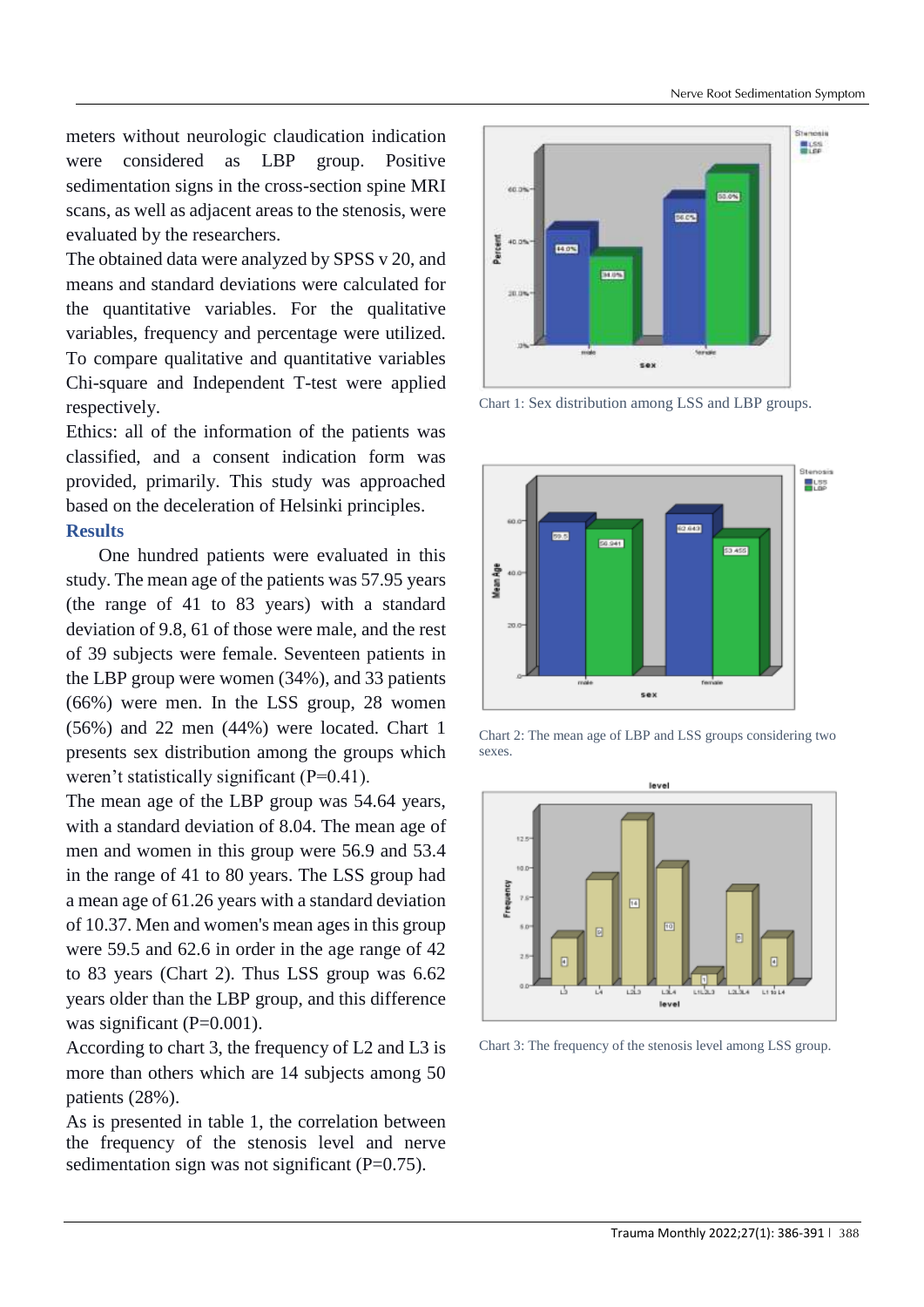meters without neurologic claudication indication were considered as LBP group. Positive sedimentation signs in the cross-section spine MRI scans, as well as adjacent areas to the stenosis, were evaluated by the researchers.

The obtained data were analyzed by SPSS v 20, and means and standard deviations were calculated for the quantitative variables. For the qualitative variables, frequency and percentage were utilized. To compare qualitative and quantitative variables Chi-square and Independent T-test were applied respectively.

Ethics: all of the information of the patients was classified, and a consent indication form was provided, primarily. This study was approached based on the deceleration of Helsinki principles.

## Results

One hundred patients were evaluated in this study. The mean age of the patients was 57.95 years (the range of 41 to 83 years) with a standard deviation of 9.8, 61 of those were male, and the rest of 39 subjects were female. Seventeen patients in the LBP group were women (34%), and 33 patients (66%) were men. In the LSS group, 28 women (56%) and 22 men (44%) were located. Chart 1 presents sex distribution among the groups which weren't statistically significant (P=0.41).

The mean age of the LBP group was 54.64 years, with a standard deviation of 8.04. The mean age of men and women in this group were 56.9 and 53.4 in the range of 41 to 80 years. The LSS group had a mean age of 61.26 years with a standard deviation of 10.37. Men and women's mean ages in this group were 59.5 and 62.6 in order in the age range of 42 to 83 years (Chart 2). Thus LSS group was 6.62 years older than the LBP group, and this difference was significant (P=0.001).

According to chart 3, the frequency of L2 and L3 is more than others which are 14 subjects among 50 patients (28%).

As is presented in table 1, the correlation between the frequency of the stenosis level and nerve sedimentation sign was not significant (P=0.75).

Chart 1: Sex distribution among LSS and LBP groups.

Chart 2: The mean age of LBP and LSS groups considering two sexes.

Chart 3: The frequency of the stenosis level among LSS group.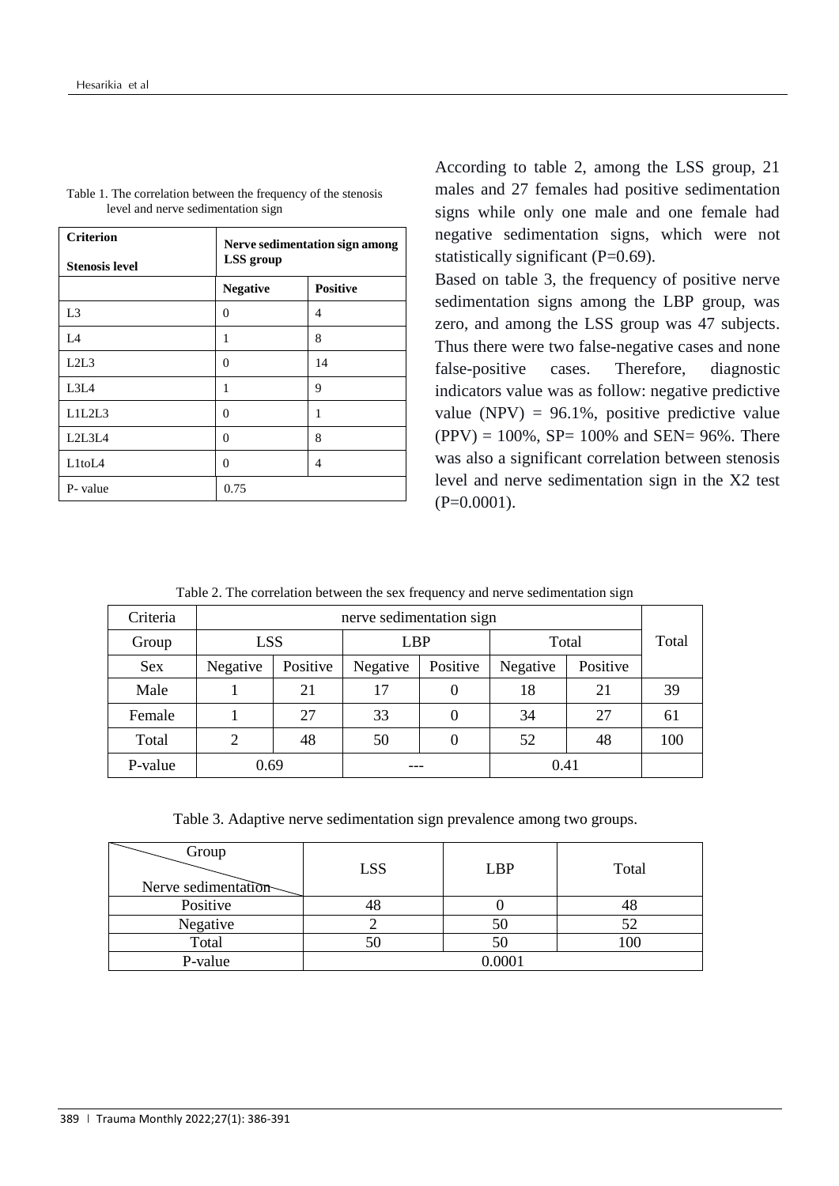Table 1. The correlation between the frequency of the stenosis level and nerve sedimentation sign

| **Criterion** / **Stenosis level** | **Nerve sedimentation sign among LSS group** | |
|---|---|---|
| | **Negative** | **Positive** |
| L3 | 0 | 4 |
| L4 | 1 | 8 |
| L2L3 | 0 | 14 |
| L3L4 | 1 | 9 |
| L1L2L3 | 0 | 1 |
| L2L3L4 | 0 | 8 |
| L1toL4 | 0 | 4 |
| P- value | 0.75 | |

According to table 2, among the LSS group, 21 males and 27 females had positive sedimentation signs while only one male and one female had negative sedimentation signs, which were not statistically significant (P=0.69).

Based on table 3, the frequency of positive nerve sedimentation signs among the LBP group, was zero, and among the LSS group was 47 subjects. Thus there were two false-negative cases and none false-positive cases. Therefore, diagnostic indicators value was as follow: negative predictive value (NPV) = 96.1%, positive predictive value (PPV) = 100%, SP= 100% and SEN= 96%. There was also a significant correlation between stenosis level and nerve sedimentation sign in the X2 test (P=0.0001).

Table 2. The correlation between the sex frequency and nerve sedimentation sign

| Criteria | nerve sedimentation sign | | | | | | |
|---|---|---|---|---|---|---|---|
| Group | LSS | | LBP | | Total | | Total |
| Sex | Negative | Positive | Negative | Positive | Negative | Positive | |
| Male | 1 | 21 | 17 | 0 | 18 | 21 | 39 |
| Female | 1 | 27 | 33 | 0 | 34 | 27 | 61 |
| Total | 2 | 48 | 50 | 0 | 52 | 48 | 100 |
| P-value | 0.69 | | --- | | 0.41 | | |

Table 3. Adaptive nerve sedimentation sign prevalence among two groups.

| Group / Nerve sedimentation | LSS | LBP | Total |
|---|---|---|---|
| Positive | 48 | 0 | 48 |
| Negative | 2 | 50 | 52 |
| Total | 50 | 50 | 100 |
| P-value | 0.0001 | | |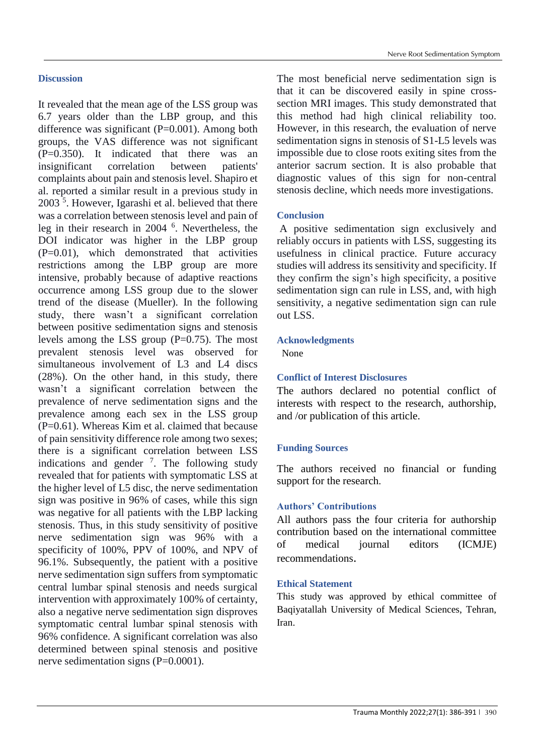## Discussion

It revealed that the mean age of the LSS group was 6.7 years older than the LBP group, and this difference was significant (P=0.001). Among both groups, the VAS difference was not significant (P=0.350). It indicated that there was an insignificant correlation between patients' complaints about pain and stenosis level. Shapiro et al. reported a similar result in a previous study in 2003 [5]. However, Igarashi et al. believed that there was a correlation between stenosis level and pain of leg in their research in 2004 [6]. Nevertheless, the DOI indicator was higher in the LBP group (P=0.01), which demonstrated that activities restrictions among the LBP group are more intensive, probably because of adaptive reactions occurrence among LSS group due to the slower trend of the disease (Mueller). In the following study, there wasn't a significant correlation between positive sedimentation signs and stenosis levels among the LSS group (P=0.75). The most prevalent stenosis level was observed for simultaneous involvement of L3 and L4 discs (28%). On the other hand, in this study, there wasn't a significant correlation between the prevalence of nerve sedimentation signs and the prevalence among each sex in the LSS group (P=0.61). Whereas Kim et al. claimed that because of pain sensitivity difference role among two sexes; there is a significant correlation between LSS indications and gender [7]. The following study revealed that for patients with symptomatic LSS at the higher level of L5 disc, the nerve sedimentation sign was positive in 96% of cases, while this sign was negative for all patients with the LBP lacking stenosis. Thus, in this study sensitivity of positive nerve sedimentation sign was 96% with a specificity of 100%, PPV of 100%, and NPV of 96.1%. Subsequently, the patient with a positive nerve sedimentation sign suffers from symptomatic central lumbar spinal stenosis and needs surgical intervention with approximately 100% of certainty, also a negative nerve sedimentation sign disproves symptomatic central lumbar spinal stenosis with 96% confidence. A significant correlation was also determined between spinal stenosis and positive nerve sedimentation signs (P=0.0001).

The most beneficial nerve sedimentation sign is that it can be discovered easily in spine cross-section MRI images. This study demonstrated that this method had high clinical reliability too. However, in this research, the evaluation of nerve sedimentation signs in stenosis of S1-L5 levels was impossible due to close roots exiting sites from the anterior sacrum section. It is also probable that diagnostic values of this sign for non-central stenosis decline, which needs more investigations.

## Conclusion

A positive sedimentation sign exclusively and reliably occurs in patients with LSS, suggesting its usefulness in clinical practice. Future accuracy studies will address its sensitivity and specificity. If they confirm the sign's high specificity, a positive sedimentation sign can rule in LSS, and, with high sensitivity, a negative sedimentation sign can rule out LSS.

## Acknowledgments

None

## Conflict of Interest Disclosures

The authors declared no potential conflict of interests with respect to the research, authorship, and /or publication of this article.

## Funding Sources

The authors received no financial or funding support for the research.

## Authors' Contributions

All authors pass the four criteria for authorship contribution based on the international committee of medical journal editors (ICMJE) recommendations.

## Ethical Statement

This study was approved by ethical committee of Baqiyatallah University of Medical Sciences, Tehran, Iran.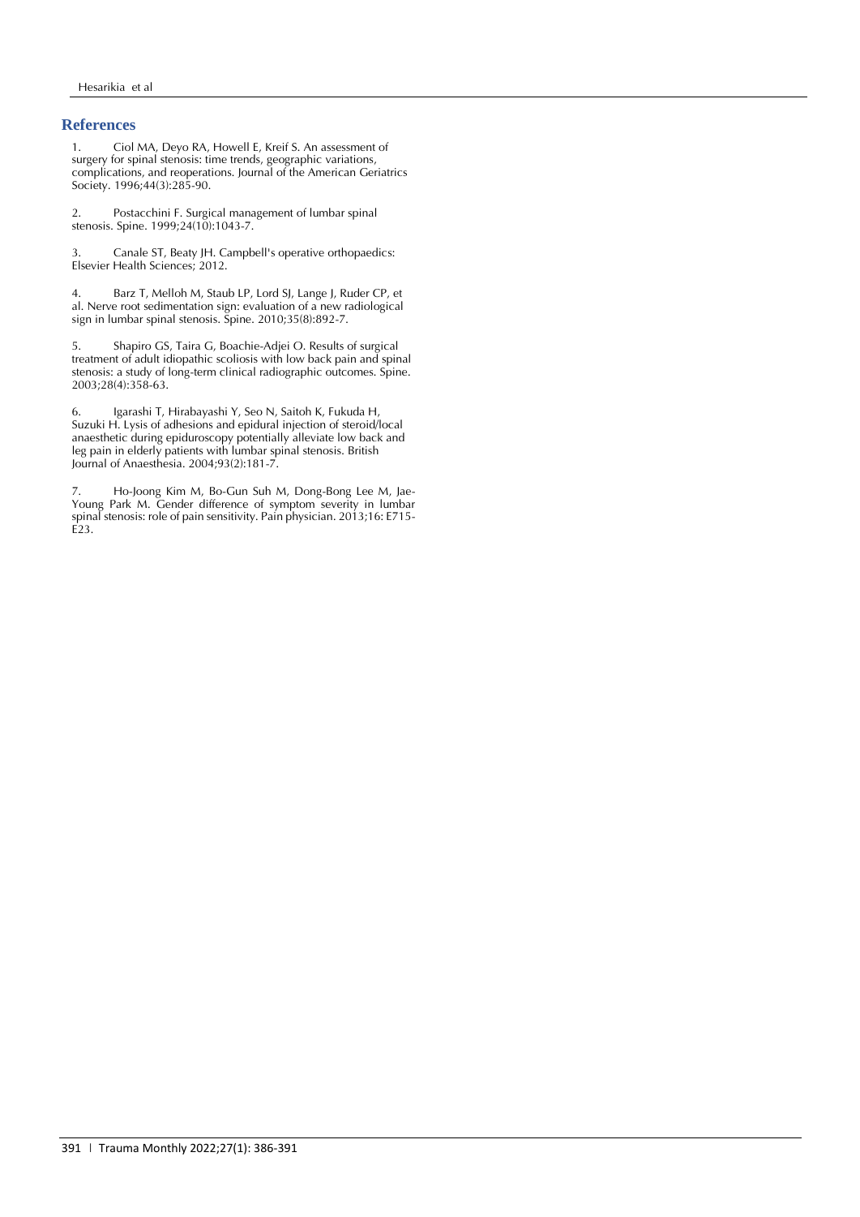## References

1. Ciol MA, Deyo RA, Howell E, Kreif S. An assessment of surgery for spinal stenosis: time trends, geographic variations, complications, and reoperations. Journal of the American Geriatrics Society. 1996;44(3):285-90.

2. Postacchini F. Surgical management of lumbar spinal stenosis. Spine. 1999;24(10):1043-7.

3. Canale ST, Beaty JH. Campbell's operative orthopaedics: Elsevier Health Sciences; 2012.

4. Barz T, Melloh M, Staub LP, Lord SJ, Lange J, Ruder CP, et al. Nerve root sedimentation sign: evaluation of a new radiological sign in lumbar spinal stenosis. Spine. 2010;35(8):892-7.

5. Shapiro GS, Taira G, Boachie-Adjei O. Results of surgical treatment of adult idiopathic scoliosis with low back pain and spinal stenosis: a study of long-term clinical radiographic outcomes. Spine. 2003;28(4):358-63.

6. Igarashi T, Hirabayashi Y, Seo N, Saitoh K, Fukuda H, Suzuki H. Lysis of adhesions and epidural injection of steroid/local anaesthetic during epiduroscopy potentially alleviate low back and leg pain in elderly patients with lumbar spinal stenosis. British Journal of Anaesthesia. 2004;93(2):181-7.

7. Ho-Joong Kim M, Bo-Gun Suh M, Dong-Bong Lee M, Jae-Young Park M. Gender difference of symptom severity in lumbar spinal stenosis: role of pain sensitivity. Pain physician. 2013;16: E715-E23.